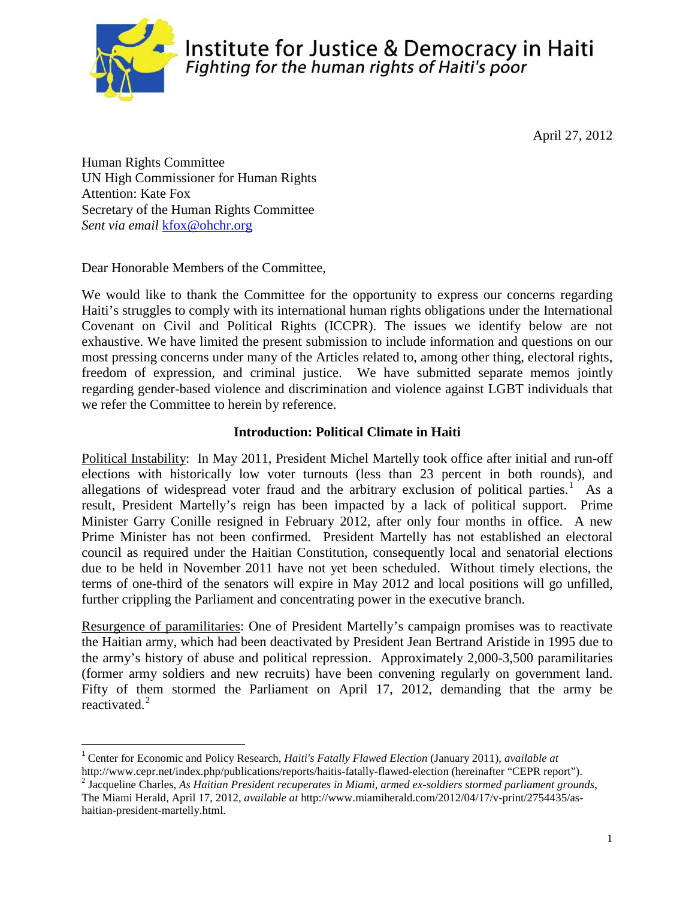**Institute for Justice & Democracy in Haiti**
*Fighting for the human rights of Haiti's poor*

April 27, 2012

Human Rights Committee
UN High Commissioner for Human Rights
Attention: Kate Fox
Secretary of the Human Rights Committee
*Sent via email* kfox@ohchr.org

Dear Honorable Members of the Committee,

We would like to thank the Committee for the opportunity to express our concerns regarding Haiti's struggles to comply with its international human rights obligations under the International Covenant on Civil and Political Rights (ICCPR). The issues we identify below are not exhaustive. We have limited the present submission to include information and questions on our most pressing concerns under many of the Articles related to, among other thing, electoral rights, freedom of expression, and criminal justice. We have submitted separate memos jointly regarding gender-based violence and discrimination and violence against LGBT individuals that we refer the Committee to herein by reference.

## Introduction: Political Climate in Haiti

Political Instability: In May 2011, President Michel Martelly took office after initial and run-off elections with historically low voter turnouts (less than 23 percent in both rounds), and allegations of widespread voter fraud and the arbitrary exclusion of political parties.[1] As a result, President Martelly's reign has been impacted by a lack of political support. Prime Minister Garry Conille resigned in February 2012, after only four months in office. A new Prime Minister has not been confirmed. President Martelly has not established an electoral council as required under the Haitian Constitution, consequently local and senatorial elections due to be held in November 2011 have not yet been scheduled. Without timely elections, the terms of one-third of the senators will expire in May 2012 and local positions will go unfilled, further crippling the Parliament and concentrating power in the executive branch.

Resurgence of paramilitaries: One of President Martelly's campaign promises was to reactivate the Haitian army, which had been deactivated by President Jean Bertrand Aristide in 1995 due to the army's history of abuse and political repression. Approximately 2,000-3,500 paramilitaries (former army soldiers and new recruits) have been convening regularly on government land. Fifty of them stormed the Parliament on April 17, 2012, demanding that the army be reactivated.[2]

---

[1] Center for Economic and Policy Research, *Haiti's Fatally Flawed Election* (January 2011), *available at* http://www.cepr.net/index.php/publications/reports/haitis-fatally-flawed-election (hereinafter "CEPR report").

[2] Jacqueline Charles, *As Haitian President recuperates in Miami, armed ex-soldiers stormed parliament grounds*, The Miami Herald, April 17, 2012, *available at* http://www.miamiherald.com/2012/04/17/v-print/2754435/as-haitian-president-martelly.html.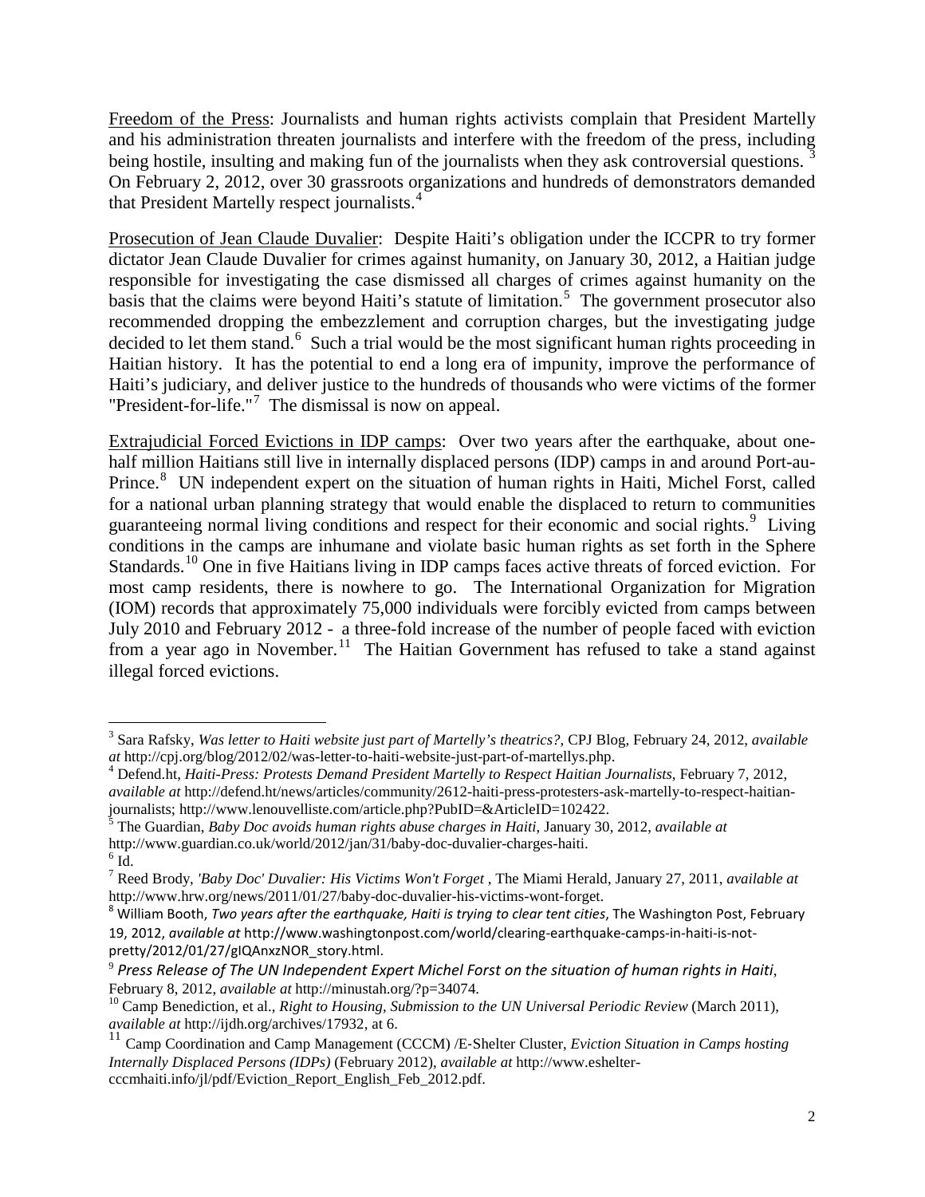Freedom of the Press: Journalists and human rights activists complain that President Martelly and his administration threaten journalists and interfere with the freedom of the press, including being hostile, insulting and making fun of the journalists when they ask controversial questions.[3] On February 2, 2012, over 30 grassroots organizations and hundreds of demonstrators demanded that President Martelly respect journalists.[4]

Prosecution of Jean Claude Duvalier: Despite Haiti's obligation under the ICCPR to try former dictator Jean Claude Duvalier for crimes against humanity, on January 30, 2012, a Haitian judge responsible for investigating the case dismissed all charges of crimes against humanity on the basis that the claims were beyond Haiti's statute of limitation.[5] The government prosecutor also recommended dropping the embezzlement and corruption charges, but the investigating judge decided to let them stand.[6] Such a trial would be the most significant human rights proceeding in Haitian history. It has the potential to end a long era of impunity, improve the performance of Haiti's judiciary, and deliver justice to the hundreds of thousands who were victims of the former "President-for-life."[7] The dismissal is now on appeal.

Extrajudicial Forced Evictions in IDP camps: Over two years after the earthquake, about one-half million Haitians still live in internally displaced persons (IDP) camps in and around Port-au-Prince.[8] UN independent expert on the situation of human rights in Haiti, Michel Forst, called for a national urban planning strategy that would enable the displaced to return to communities guaranteeing normal living conditions and respect for their economic and social rights.[9] Living conditions in the camps are inhumane and violate basic human rights as set forth in the Sphere Standards.[10] One in five Haitians living in IDP camps faces active threats of forced eviction. For most camp residents, there is nowhere to go. The International Organization for Migration (IOM) records that approximately 75,000 individuals were forcibly evicted from camps between July 2010 and February 2012 - a three-fold increase of the number of people faced with eviction from a year ago in November.[11] The Haitian Government has refused to take a stand against illegal forced evictions.

---

[3] Sara Rafsky, *Was letter to Haiti website just part of Martelly's theatrics?*, CPJ Blog, February 24, 2012, *available at* http://cpj.org/blog/2012/02/was-letter-to-haiti-website-just-part-of-martellys.php.

[4] Defend.ht, *Haiti-Press: Protests Demand President Martelly to Respect Haitian Journalists*, February 7, 2012, *available at* http://defend.ht/news/articles/community/2612-haiti-press-protesters-ask-martelly-to-respect-haitian-journalists; http://www.lenouvelliste.com/article.php?PubID=&ArticleID=102422.

[5] The Guardian, *Baby Doc avoids human rights abuse charges in Haiti*, January 30, 2012, *available at* http://www.guardian.co.uk/world/2012/jan/31/baby-doc-duvalier-charges-haiti.

[6] Id.

[7] Reed Brody, *'Baby Doc' Duvalier: His Victims Won't Forget* , The Miami Herald, January 27, 2011, *available at* http://www.hrw.org/news/2011/01/27/baby-doc-duvalier-his-victims-wont-forget.

[8] William Booth, *Two years after the earthquake, Haiti is trying to clear tent cities*, The Washington Post, February 19, 2012, *available at* http://www.washingtonpost.com/world/clearing-earthquake-camps-in-haiti-is-not-pretty/2012/01/27/gIQAnxzNOR_story.html.

[9] *Press Release of The UN Independent Expert Michel Forst on the situation of human rights in Haiti*, February 8, 2012, *available at* http://minustah.org/?p=34074.

[10] Camp Benediction, et al., *Right to Housing, Submission to the UN Universal Periodic Review* (March 2011), *available at* http://ijdh.org/archives/17932, at 6.

[11] Camp Coordination and Camp Management (CCCM) /E-Shelter Cluster, *Eviction Situation in Camps hosting Internally Displaced Persons (IDPs)* (February 2012), *available at* http://www.eshelter-cccmhaiti.info/jl/pdf/Eviction_Report_English_Feb_2012.pdf.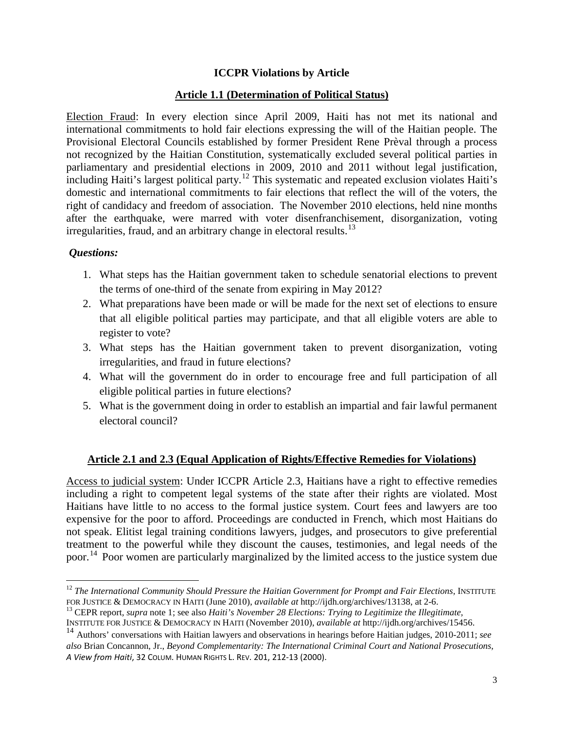## ICCPR Violations by Article

### Article 1.1 (Determination of Political Status)

Election Fraud: In every election since April 2009, Haiti has not met its national and international commitments to hold fair elections expressing the will of the Haitian people. The Provisional Electoral Councils established by former President Rene Prèval through a process not recognized by the Haitian Constitution, systematically excluded several political parties in parliamentary and presidential elections in 2009, 2010 and 2011 without legal justification, including Haiti's largest political party.[12] This systematic and repeated exclusion violates Haiti's domestic and international commitments to fair elections that reflect the will of the voters, the right of candidacy and freedom of association. The November 2010 elections, held nine months after the earthquake, were marred with voter disenfranchisement, disorganization, voting irregularities, fraud, and an arbitrary change in electoral results.[13]

***Questions:***

1. What steps has the Haitian government taken to schedule senatorial elections to prevent the terms of one-third of the senate from expiring in May 2012?
2. What preparations have been made or will be made for the next set of elections to ensure that all eligible political parties may participate, and that all eligible voters are able to register to vote?
3. What steps has the Haitian government taken to prevent disorganization, voting irregularities, and fraud in future elections?
4. What will the government do in order to encourage free and full participation of all eligible political parties in future elections?
5. What is the government doing in order to establish an impartial and fair lawful permanent electoral council?

### Article 2.1 and 2.3 (Equal Application of Rights/Effective Remedies for Violations)

Access to judicial system: Under ICCPR Article 2.3, Haitians have a right to effective remedies including a right to competent legal systems of the state after their rights are violated. Most Haitians have little to no access to the formal justice system. Court fees and lawyers are too expensive for the poor to afford. Proceedings are conducted in French, which most Haitians do not speak. Elitist legal training conditions lawyers, judges, and prosecutors to give preferential treatment to the powerful while they discount the causes, testimonies, and legal needs of the poor.[14] Poor women are particularly marginalized by the limited access to the justice system due

---

[12] *The International Community Should Pressure the Haitian Government for Prompt and Fair Elections*, INSTITUTE FOR JUSTICE & DEMOCRACY IN HAITI (June 2010), *available at* http://ijdh.org/archives/13138, at 2-6.

[13] CEPR report, *supra* note 1; see also *Haiti's November 28 Elections: Trying to Legitimize the Illegitimate*, INSTITUTE FOR JUSTICE & DEMOCRACY IN HAITI (November 2010), *available at* http://ijdh.org/archives/15456.

[14] Authors' conversations with Haitian lawyers and observations in hearings before Haitian judges, 2010-2011; *see also* Brian Concannon, Jr., *Beyond Complementarity: The International Criminal Court and National Prosecutions, A View from Haiti*, 32 COLUM. HUMAN RIGHTS L. REV. 201, 212-13 (2000).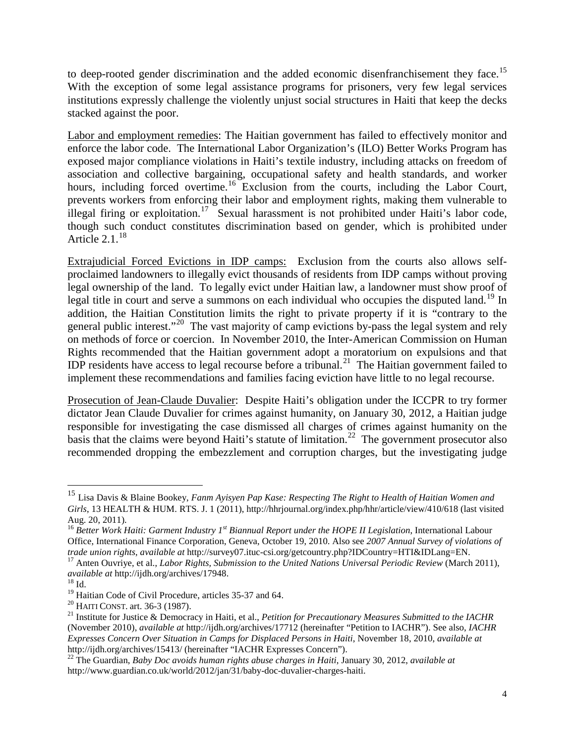to deep-rooted gender discrimination and the added economic disenfranchisement they face.[15] With the exception of some legal assistance programs for prisoners, very few legal services institutions expressly challenge the violently unjust social structures in Haiti that keep the decks stacked against the poor.

Labor and employment remedies: The Haitian government has failed to effectively monitor and enforce the labor code. The International Labor Organization's (ILO) Better Works Program has exposed major compliance violations in Haiti's textile industry, including attacks on freedom of association and collective bargaining, occupational safety and health standards, and worker hours, including forced overtime.[16] Exclusion from the courts, including the Labor Court, prevents workers from enforcing their labor and employment rights, making them vulnerable to illegal firing or exploitation.[17] Sexual harassment is not prohibited under Haiti's labor code, though such conduct constitutes discrimination based on gender, which is prohibited under Article 2.1.[18]

Extrajudicial Forced Evictions in IDP camps: Exclusion from the courts also allows self-proclaimed landowners to illegally evict thousands of residents from IDP camps without proving legal ownership of the land. To legally evict under Haitian law, a landowner must show proof of legal title in court and serve a summons on each individual who occupies the disputed land.[19] In addition, the Haitian Constitution limits the right to private property if it is "contrary to the general public interest."[20] The vast majority of camp evictions by-pass the legal system and rely on methods of force or coercion. In November 2010, the Inter-American Commission on Human Rights recommended that the Haitian government adopt a moratorium on expulsions and that IDP residents have access to legal recourse before a tribunal.[21] The Haitian government failed to implement these recommendations and families facing eviction have little to no legal recourse.

Prosecution of Jean-Claude Duvalier: Despite Haiti's obligation under the ICCPR to try former dictator Jean Claude Duvalier for crimes against humanity, on January 30, 2012, a Haitian judge responsible for investigating the case dismissed all charges of crimes against humanity on the basis that the claims were beyond Haiti's statute of limitation.[22] The government prosecutor also recommended dropping the embezzlement and corruption charges, but the investigating judge

---

[15] Lisa Davis & Blaine Bookey, *Fanm Ayisyen Pap Kase: Respecting The Right to Health of Haitian Women and Girls*, 13 HEALTH & HUM. RTS. J. 1 (2011), http://hhrjournal.org/index.php/hhr/article/view/410/618 (last visited Aug. 20, 2011).

[16] *Better Work Haiti: Garment Industry 1st Biannual Report under the HOPE II Legislation*, International Labour Office, International Finance Corporation, Geneva, October 19, 2010. Also see *2007 Annual Survey of violations of trade union rights, available at* http://survey07.ituc-csi.org/getcountry.php?IDCountry=HTI&IDLang=EN.

[17] Anten Ouvriye, et al., *Labor Rights, Submission to the United Nations Universal Periodic Review* (March 2011), *available at* http://ijdh.org/archives/17948.

[18] Id.

[19] Haitian Code of Civil Procedure, articles 35-37 and 64.

[20] HAITI CONST. art. 36-3 (1987).

[21] Institute for Justice & Democracy in Haiti, et al., *Petition for Precautionary Measures Submitted to the IACHR* (November 2010), *available at* http://ijdh.org/archives/17712 (hereinafter "Petition to IACHR"). See also, *IACHR Expresses Concern Over Situation in Camps for Displaced Persons in Haiti*, November 18, 2010, *available at* http://ijdh.org/archives/15413/ (hereinafter "IACHR Expresses Concern").

[22] The Guardian, *Baby Doc avoids human rights abuse charges in Haiti*, January 30, 2012, *available at* http://www.guardian.co.uk/world/2012/jan/31/baby-doc-duvalier-charges-haiti.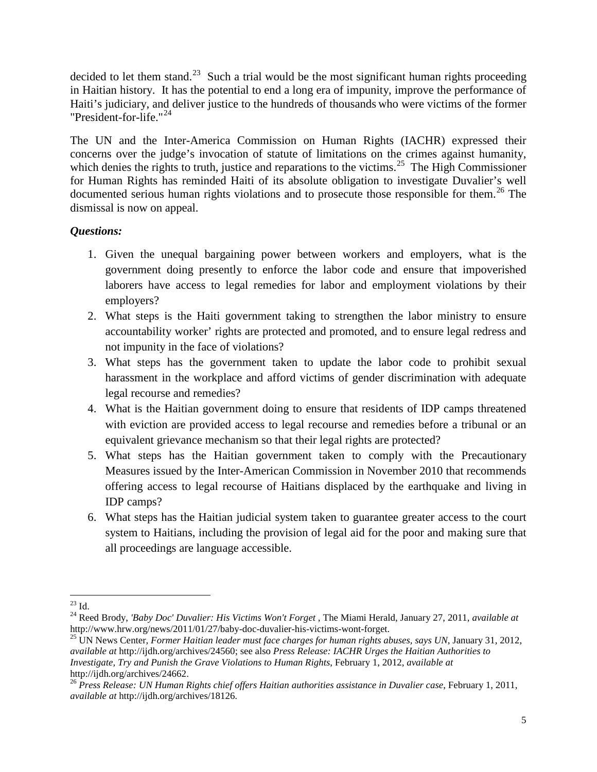decided to let them stand.[23] Such a trial would be the most significant human rights proceeding in Haitian history. It has the potential to end a long era of impunity, improve the performance of Haiti's judiciary, and deliver justice to the hundreds of thousands who were victims of the former "President-for-life."[24]

The UN and the Inter-America Commission on Human Rights (IACHR) expressed their concerns over the judge's invocation of statute of limitations on the crimes against humanity, which denies the rights to truth, justice and reparations to the victims.[25] The High Commissioner for Human Rights has reminded Haiti of its absolute obligation to investigate Duvalier's well documented serious human rights violations and to prosecute those responsible for them.[26] The dismissal is now on appeal.

***Questions:***

1. Given the unequal bargaining power between workers and employers, what is the government doing presently to enforce the labor code and ensure that impoverished laborers have access to legal remedies for labor and employment violations by their employers?
2. What steps is the Haiti government taking to strengthen the labor ministry to ensure accountability worker' rights are protected and promoted, and to ensure legal redress and not impunity in the face of violations?
3. What steps has the government taken to update the labor code to prohibit sexual harassment in the workplace and afford victims of gender discrimination with adequate legal recourse and remedies?
4. What is the Haitian government doing to ensure that residents of IDP camps threatened with eviction are provided access to legal recourse and remedies before a tribunal or an equivalent grievance mechanism so that their legal rights are protected?
5. What steps has the Haitian government taken to comply with the Precautionary Measures issued by the Inter-American Commission in November 2010 that recommends offering access to legal recourse of Haitians displaced by the earthquake and living in IDP camps?
6. What steps has the Haitian judicial system taken to guarantee greater access to the court system to Haitians, including the provision of legal aid for the poor and making sure that all proceedings are language accessible.

---

[23] Id.

[24] Reed Brody, *'Baby Doc' Duvalier: His Victims Won't Forget* , The Miami Herald, January 27, 2011, *available at* http://www.hrw.org/news/2011/01/27/baby-doc-duvalier-his-victims-wont-forget.

[25] UN News Center, *Former Haitian leader must face charges for human rights abuses, says UN*, January 31, 2012, *available at* http://ijdh.org/archives/24560; see also *Press Release: IACHR Urges the Haitian Authorities to Investigate, Try and Punish the Grave Violations to Human Rights*, February 1, 2012, *available at* http://ijdh.org/archives/24662.

[26] *Press Release: UN Human Rights chief offers Haitian authorities assistance in Duvalier case*, February 1, 2011, *available at* http://ijdh.org/archives/18126.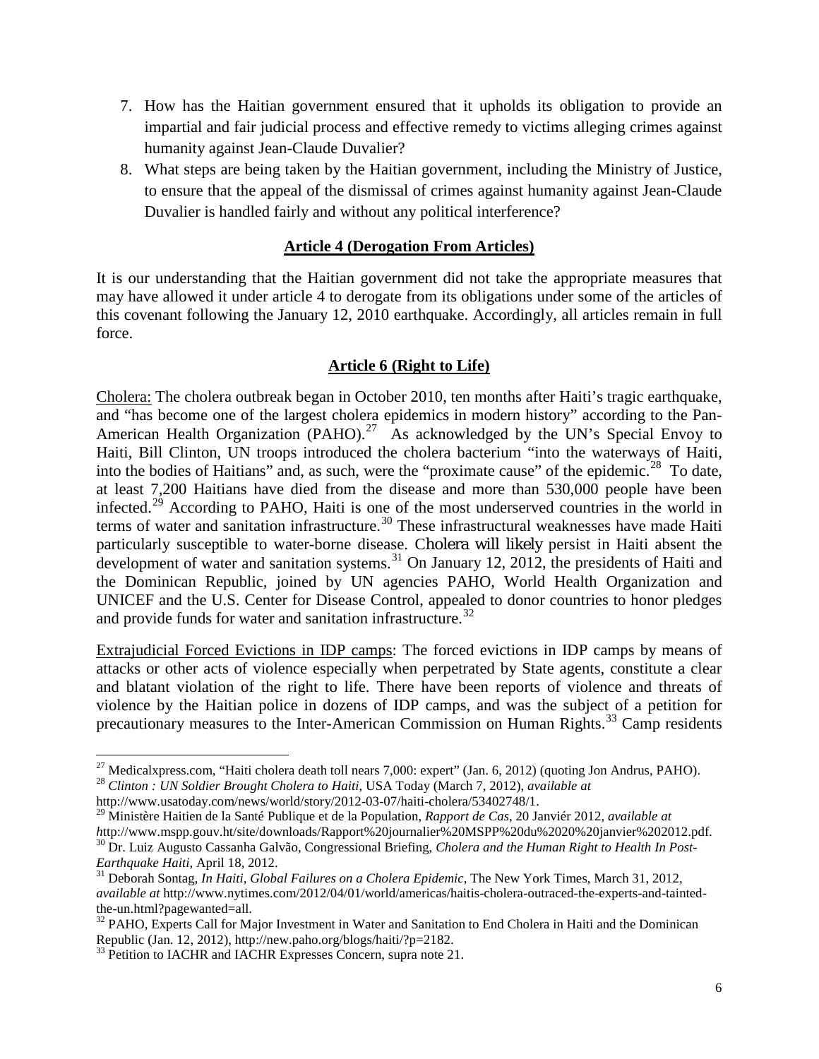7. How has the Haitian government ensured that it upholds its obligation to provide an impartial and fair judicial process and effective remedy to victims alleging crimes against humanity against Jean-Claude Duvalier?
8. What steps are being taken by the Haitian government, including the Ministry of Justice, to ensure that the appeal of the dismissal of crimes against humanity against Jean-Claude Duvalier is handled fairly and without any political interference?

## Article 4 (Derogation From Articles)

It is our understanding that the Haitian government did not take the appropriate measures that may have allowed it under article 4 to derogate from its obligations under some of the articles of this covenant following the January 12, 2010 earthquake. Accordingly, all articles remain in full force.

## Article 6 (Right to Life)

Cholera: The cholera outbreak began in October 2010, ten months after Haiti's tragic earthquake, and "has become one of the largest cholera epidemics in modern history" according to the Pan-American Health Organization (PAHO).[27] As acknowledged by the UN's Special Envoy to Haiti, Bill Clinton, UN troops introduced the cholera bacterium "into the waterways of Haiti, into the bodies of Haitians" and, as such, were the "proximate cause" of the epidemic.[28] To date, at least 7,200 Haitians have died from the disease and more than 530,000 people have been infected.[29] According to PAHO, Haiti is one of the most underserved countries in the world in terms of water and sanitation infrastructure.[30] These infrastructural weaknesses have made Haiti particularly susceptible to water-borne disease. Cholera will likely persist in Haiti absent the development of water and sanitation systems.[31] On January 12, 2012, the presidents of Haiti and the Dominican Republic, joined by UN agencies PAHO, World Health Organization and UNICEF and the U.S. Center for Disease Control, appealed to donor countries to honor pledges and provide funds for water and sanitation infrastructure.[32]

Extrajudicial Forced Evictions in IDP camps: The forced evictions in IDP camps by means of attacks or other acts of violence especially when perpetrated by State agents, constitute a clear and blatant violation of the right to life. There have been reports of violence and threats of violence by the Haitian police in dozens of IDP camps, and was the subject of a petition for precautionary measures to the Inter-American Commission on Human Rights.[33] Camp residents

---

[27] Medicalxpress.com, "Haiti cholera death toll nears 7,000: expert" (Jan. 6, 2012) (quoting Jon Andrus, PAHO).

[28] *Clinton : UN Soldier Brought Cholera to Haiti*, USA Today (March 7, 2012), *available at* http://www.usatoday.com/news/world/story/2012-03-07/haiti-cholera/53402748/1.

[29] Ministère Haitien de la Santé Publique et de la Population, *Rapport de Cas*, 20 Janviér 2012, *available at h*ttp://www.mspp.gouv.ht/site/downloads/Rapport%20journalier%20MSPP%20du%2020%20janvier%202012.pdf.

[30] Dr. Luiz Augusto Cassanha Galvão, Congressional Briefing, *Cholera and the Human Right to Health In Post-Earthquake Haiti*, April 18, 2012.

[31] Deborah Sontag, *In Haiti, Global Failures on a Cholera Epidemic*, The New York Times, March 31, 2012, *available at* http://www.nytimes.com/2012/04/01/world/americas/haitis-cholera-outraced-the-experts-and-tainted-the-un.html?pagewanted=all.

[32] PAHO, Experts Call for Major Investment in Water and Sanitation to End Cholera in Haiti and the Dominican Republic (Jan. 12, 2012), http://new.paho.org/blogs/haiti/?p=2182.

[33] Petition to IACHR and IACHR Expresses Concern, supra note 21.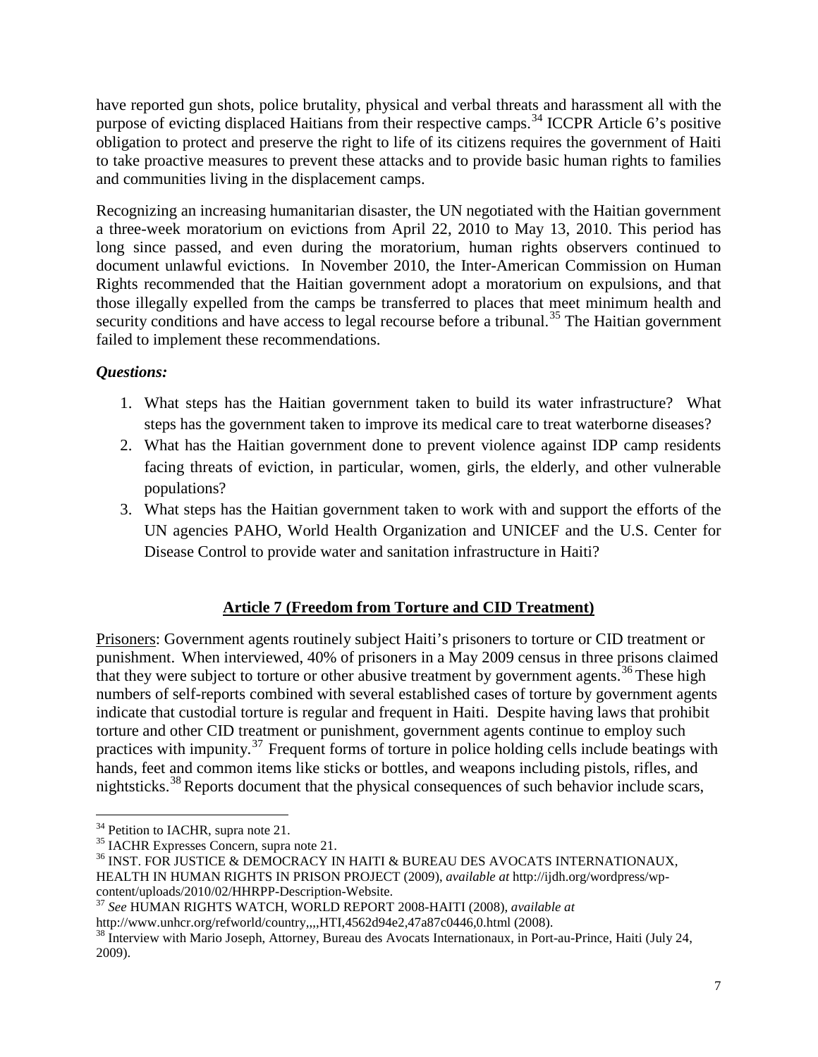have reported gun shots, police brutality, physical and verbal threats and harassment all with the purpose of evicting displaced Haitians from their respective camps.[34] ICCPR Article 6's positive obligation to protect and preserve the right to life of its citizens requires the government of Haiti to take proactive measures to prevent these attacks and to provide basic human rights to families and communities living in the displacement camps.

Recognizing an increasing humanitarian disaster, the UN negotiated with the Haitian government a three-week moratorium on evictions from April 22, 2010 to May 13, 2010. This period has long since passed, and even during the moratorium, human rights observers continued to document unlawful evictions. In November 2010, the Inter-American Commission on Human Rights recommended that the Haitian government adopt a moratorium on expulsions, and that those illegally expelled from the camps be transferred to places that meet minimum health and security conditions and have access to legal recourse before a tribunal.[35] The Haitian government failed to implement these recommendations.

***Questions:***

1. What steps has the Haitian government taken to build its water infrastructure? What steps has the government taken to improve its medical care to treat waterborne diseases?
2. What has the Haitian government done to prevent violence against IDP camp residents facing threats of eviction, in particular, women, girls, the elderly, and other vulnerable populations?
3. What steps has the Haitian government taken to work with and support the efforts of the UN agencies PAHO, World Health Organization and UNICEF and the U.S. Center for Disease Control to provide water and sanitation infrastructure in Haiti?

## Article 7 (Freedom from Torture and CID Treatment)

Prisoners: Government agents routinely subject Haiti's prisoners to torture or CID treatment or punishment. When interviewed, 40% of prisoners in a May 2009 census in three prisons claimed that they were subject to torture or other abusive treatment by government agents.[36] These high numbers of self-reports combined with several established cases of torture by government agents indicate that custodial torture is regular and frequent in Haiti. Despite having laws that prohibit torture and other CID treatment or punishment, government agents continue to employ such practices with impunity.[37] Frequent forms of torture in police holding cells include beatings with hands, feet and common items like sticks or bottles, and weapons including pistols, rifles, and nightsticks.[38] Reports document that the physical consequences of such behavior include scars,

---

[34] Petition to IACHR, supra note 21.

[35] IACHR Expresses Concern, supra note 21.

[36] INST. FOR JUSTICE & DEMOCRACY IN HAITI & BUREAU DES AVOCATS INTERNATIONAUX, HEALTH IN HUMAN RIGHTS IN PRISON PROJECT (2009), *available at* http://ijdh.org/wordpress/wp-content/uploads/2010/02/HHRPP-Description-Website.

[37] *See* HUMAN RIGHTS WATCH, WORLD REPORT 2008-HAITI (2008), *available at* http://www.unhcr.org/refworld/country,,,,HTI,4562d94e2,47a87c0446,0.html (2008).

[38] Interview with Mario Joseph, Attorney, Bureau des Avocats Internationaux, in Port-au-Prince, Haiti (July 24, 2009).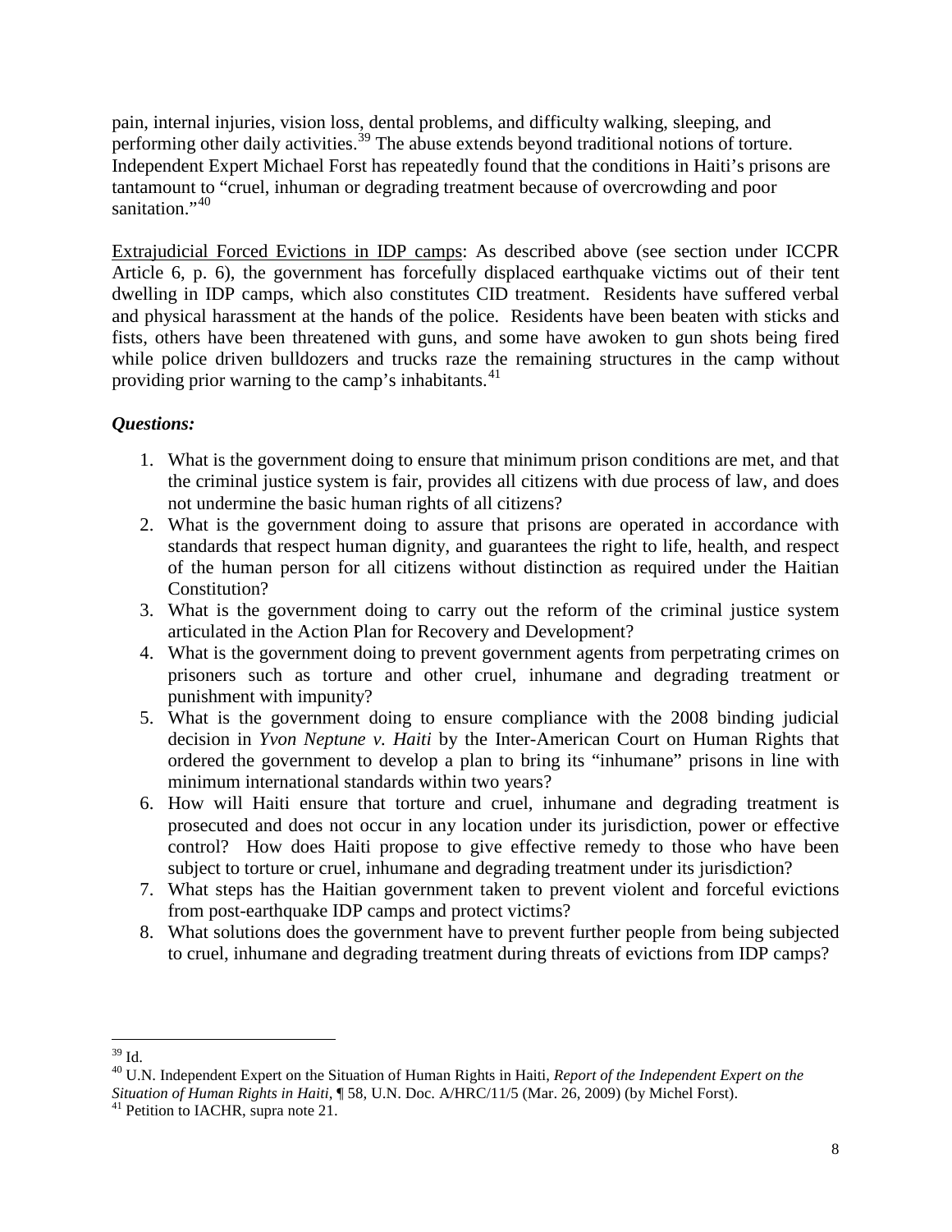pain, internal injuries, vision loss, dental problems, and difficulty walking, sleeping, and performing other daily activities.[39] The abuse extends beyond traditional notions of torture. Independent Expert Michael Forst has repeatedly found that the conditions in Haiti's prisons are tantamount to "cruel, inhuman or degrading treatment because of overcrowding and poor sanitation."[40]

<u>Extrajudicial Forced Evictions in IDP camps</u>: As described above (see section under ICCPR Article 6, p. 6), the government has forcefully displaced earthquake victims out of their tent dwelling in IDP camps, which also constitutes CID treatment. Residents have suffered verbal and physical harassment at the hands of the police. Residents have been beaten with sticks and fists, others have been threatened with guns, and some have awoken to gun shots being fired while police driven bulldozers and trucks raze the remaining structures in the camp without providing prior warning to the camp's inhabitants.[41]

***Questions:***

1. What is the government doing to ensure that minimum prison conditions are met, and that the criminal justice system is fair, provides all citizens with due process of law, and does not undermine the basic human rights of all citizens?
2. What is the government doing to assure that prisons are operated in accordance with standards that respect human dignity, and guarantees the right to life, health, and respect of the human person for all citizens without distinction as required under the Haitian Constitution?
3. What is the government doing to carry out the reform of the criminal justice system articulated in the Action Plan for Recovery and Development?
4. What is the government doing to prevent government agents from perpetrating crimes on prisoners such as torture and other cruel, inhumane and degrading treatment or punishment with impunity?
5. What is the government doing to ensure compliance with the 2008 binding judicial decision in *Yvon Neptune v. Haiti* by the Inter-American Court on Human Rights that ordered the government to develop a plan to bring its "inhumane" prisons in line with minimum international standards within two years?
6. How will Haiti ensure that torture and cruel, inhumane and degrading treatment is prosecuted and does not occur in any location under its jurisdiction, power or effective control? How does Haiti propose to give effective remedy to those who have been subject to torture or cruel, inhumane and degrading treatment under its jurisdiction?
7. What steps has the Haitian government taken to prevent violent and forceful evictions from post-earthquake IDP camps and protect victims?
8. What solutions does the government have to prevent further people from being subjected to cruel, inhumane and degrading treatment during threats of evictions from IDP camps?

---

[39] Id.

[40] U.N. Independent Expert on the Situation of Human Rights in Haiti, *Report of the Independent Expert on the Situation of Human Rights in Haiti*, ¶ 58, U.N. Doc. A/HRC/11/5 (Mar. 26, 2009) (by Michel Forst).

[41] Petition to IACHR, supra note 21.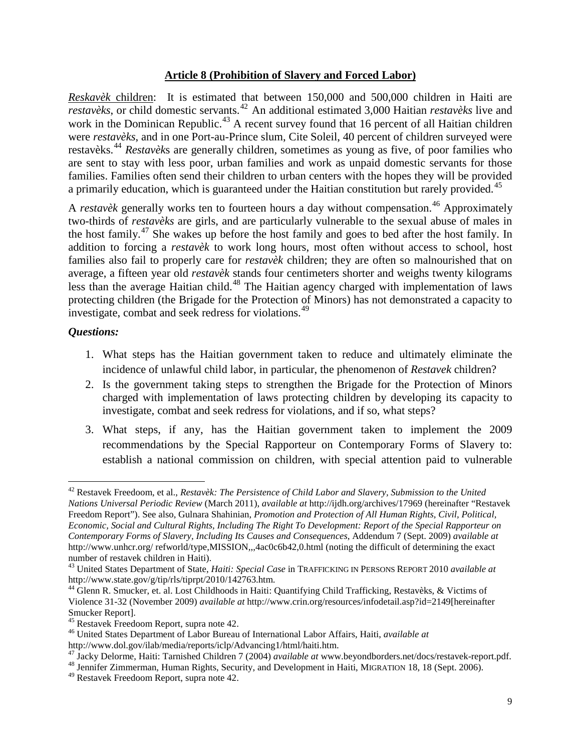## Article 8 (Prohibition of Slavery and Forced Labor)

*Reskavèk* children: It is estimated that between 150,000 and 500,000 children in Haiti are *restavèks*, or child domestic servants.[42] An additional estimated 3,000 Haitian *restavèks* live and work in the Dominican Republic.[43] A recent survey found that 16 percent of all Haitian children were *restavèks*, and in one Port-au-Prince slum, Cite Soleil, 40 percent of children surveyed were restavèks.[44] *Restavèk*s are generally children, sometimes as young as five, of poor families who are sent to stay with less poor, urban families and work as unpaid domestic servants for those families. Families often send their children to urban centers with the hopes they will be provided a primarily education, which is guaranteed under the Haitian constitution but rarely provided.[45]

A *restavèk* generally works ten to fourteen hours a day without compensation.[46] Approximately two-thirds of *restavèks* are girls, and are particularly vulnerable to the sexual abuse of males in the host family.[47] She wakes up before the host family and goes to bed after the host family. In addition to forcing a *restavèk* to work long hours, most often without access to school, host families also fail to properly care for *restavèk* children; they are often so malnourished that on average, a fifteen year old *restavèk* stands four centimeters shorter and weighs twenty kilograms less than the average Haitian child.[48] The Haitian agency charged with implementation of laws protecting children (the Brigade for the Protection of Minors) has not demonstrated a capacity to investigate, combat and seek redress for violations.[49]

***Questions:***

1. What steps has the Haitian government taken to reduce and ultimately eliminate the incidence of unlawful child labor, in particular, the phenomenon of *Restavek* children?
2. Is the government taking steps to strengthen the Brigade for the Protection of Minors charged with implementation of laws protecting children by developing its capacity to investigate, combat and seek redress for violations, and if so, what steps?
3. What steps, if any, has the Haitian government taken to implement the 2009 recommendations by the Special Rapporteur on Contemporary Forms of Slavery to: establish a national commission on children, with special attention paid to vulnerable

---

[42] Restavek Freedoom, et al., *Restavèk: The Persistence of Child Labor and Slavery, Submission to the United Nations Universal Periodic Review* (March 2011), *available at* http://ijdh.org/archives/17969 (hereinafter "Restavek Freedom Report"). See also, Gulnara Shahinian, *Promotion and Protection of All Human Rights, Civil, Political, Economic, Social and Cultural Rights, Including The Right To Development: Report of the Special Rapporteur on Contemporary Forms of Slavery, Including Its Causes and Consequences*, Addendum 7 (Sept. 2009) *available at* http://www.unhcr.org/ refworld/type,MISSION,,,4ac0c6b42,0.html (noting the difficult of determining the exact number of restavek children in Haiti).

[43] United States Department of State, *Haiti: Special Case* in TRAFFICKING IN PERSONS REPORT 2010 *available at* http://www.state.gov/g/tip/rls/tiprpt/2010/142763.htm.

[44] Glenn R. Smucker, et. al. Lost Childhoods in Haiti: Quantifying Child Trafficking, Restavèks, & Victims of Violence 31-32 (November 2009) *available at* http://www.crin.org/resources/infodetail.asp?id=2149[hereinafter Smucker Report].

[45] Restavek Freedoom Report, supra note 42.

[46] United States Department of Labor Bureau of International Labor Affairs, Haiti, *available at* http://www.dol.gov/ilab/media/reports/iclp/Advancing1/html/haiti.htm.

[47] Jacky Delorme, Haiti: Tarnished Children 7 (2004) *available at* www.beyondborders.net/docs/restavek-report.pdf.

[48] Jennifer Zimmerman, Human Rights, Security, and Development in Haiti, MIGRATION 18, 18 (Sept. 2006).

[49] Restavek Freedoom Report, supra note 42.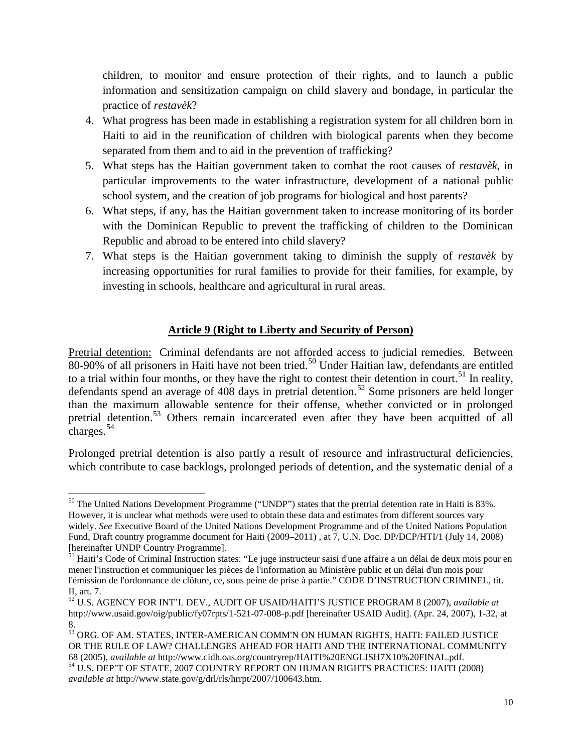children, to monitor and ensure protection of their rights, and to launch a public information and sensitization campaign on child slavery and bondage, in particular the practice of *restavèk*?

4. What progress has been made in establishing a registration system for all children born in Haiti to aid in the reunification of children with biological parents when they become separated from them and to aid in the prevention of trafficking?
5. What steps has the Haitian government taken to combat the root causes of *restavèk*, in particular improvements to the water infrastructure, development of a national public school system, and the creation of job programs for biological and host parents?
6. What steps, if any, has the Haitian government taken to increase monitoring of its border with the Dominican Republic to prevent the trafficking of children to the Dominican Republic and abroad to be entered into child slavery?
7. What steps is the Haitian government taking to diminish the supply of *restavèk* by increasing opportunities for rural families to provide for their families, for example, by investing in schools, healthcare and agricultural in rural areas.

## **Article 9 (Right to Liberty and Security of Person)**

Pretrial detention: Criminal defendants are not afforded access to judicial remedies. Between 80-90% of all prisoners in Haiti have not been tried.[50] Under Haitian law, defendants are entitled to a trial within four months, or they have the right to contest their detention in court.[51] In reality, defendants spend an average of 408 days in pretrial detention.[52] Some prisoners are held longer than the maximum allowable sentence for their offense, whether convicted or in prolonged pretrial detention.[53] Others remain incarcerated even after they have been acquitted of all charges.[54]

Prolonged pretrial detention is also partly a result of resource and infrastructural deficiencies, which contribute to case backlogs, prolonged periods of detention, and the systematic denial of a

---

[50] The United Nations Development Programme ("UNDP") states that the pretrial detention rate in Haiti is 83%. However, it is unclear what methods were used to obtain these data and estimates from different sources vary widely. *See* Executive Board of the United Nations Development Programme and of the United Nations Population Fund, Draft country programme document for Haiti (2009–2011) , at 7, U.N. Doc. DP/DCP/HTI/1 (July 14, 2008) [hereinafter UNDP Country Programme].

[51] Haiti's Code of Criminal Instruction states: "Le juge instructeur saisi d'une affaire a un délai de deux mois pour en mener l'instruction et communiquer les pièces de l'information au Ministère public et un délai d'un mois pour l'émission de l'ordonnance de clôture, ce, sous peine de prise à partie." CODE D'INSTRUCTION CRIMINEL, tit. II, art. 7.

[52] U.S. AGENCY FOR INT'L DEV., AUDIT OF USAID/HAITI'S JUSTICE PROGRAM 8 (2007), *available at* http://www.usaid.gov/oig/public/fy07rpts/1-521-07-008-p.pdf [hereinafter USAID Audit]. (Apr. 24, 2007), 1-32, at 8.

[53] ORG. OF AM. STATES, INTER-AMERICAN COMM'N ON HUMAN RIGHTS, HAITI: FAILED JUSTICE OR THE RULE OF LAW? CHALLENGES AHEAD FOR HAITI AND THE INTERNATIONAL COMMUNITY 68 (2005), *available at* http://www.cidh.oas.org/countryrep/HAITI%20ENGLISH7X10%20FINAL.pdf.

[54] U.S. DEP'T OF STATE, 2007 COUNTRY REPORT ON HUMAN RIGHTS PRACTICES: HAITI (2008) *available at* http://www.state.gov/g/drl/rls/hrrpt/2007/100643.htm.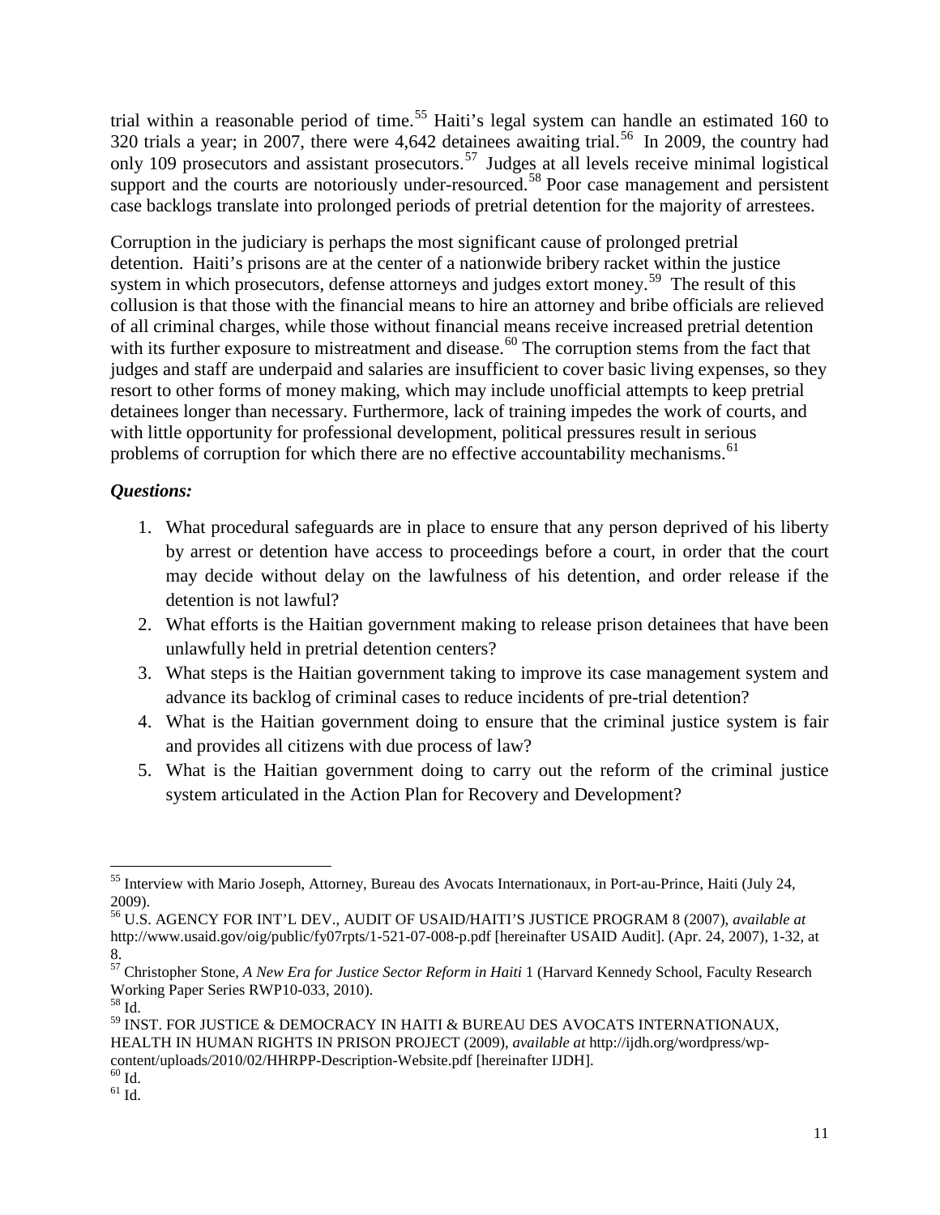trial within a reasonable period of time.[55] Haiti's legal system can handle an estimated 160 to 320 trials a year; in 2007, there were 4,642 detainees awaiting trial.[56] In 2009, the country had only 109 prosecutors and assistant prosecutors.[57] Judges at all levels receive minimal logistical support and the courts are notoriously under-resourced.[58] Poor case management and persistent case backlogs translate into prolonged periods of pretrial detention for the majority of arrestees.

Corruption in the judiciary is perhaps the most significant cause of prolonged pretrial detention. Haiti's prisons are at the center of a nationwide bribery racket within the justice system in which prosecutors, defense attorneys and judges extort money.[59] The result of this collusion is that those with the financial means to hire an attorney and bribe officials are relieved of all criminal charges, while those without financial means receive increased pretrial detention with its further exposure to mistreatment and disease.[60] The corruption stems from the fact that judges and staff are underpaid and salaries are insufficient to cover basic living expenses, so they resort to other forms of money making, which may include unofficial attempts to keep pretrial detainees longer than necessary. Furthermore, lack of training impedes the work of courts, and with little opportunity for professional development, political pressures result in serious problems of corruption for which there are no effective accountability mechanisms.[61]

***Questions:***

1. What procedural safeguards are in place to ensure that any person deprived of his liberty by arrest or detention have access to proceedings before a court, in order that the court may decide without delay on the lawfulness of his detention, and order release if the detention is not lawful?
2. What efforts is the Haitian government making to release prison detainees that have been unlawfully held in pretrial detention centers?
3. What steps is the Haitian government taking to improve its case management system and advance its backlog of criminal cases to reduce incidents of pre-trial detention?
4. What is the Haitian government doing to ensure that the criminal justice system is fair and provides all citizens with due process of law?
5. What is the Haitian government doing to carry out the reform of the criminal justice system articulated in the Action Plan for Recovery and Development?

---

[55] Interview with Mario Joseph, Attorney, Bureau des Avocats Internationaux, in Port-au-Prince, Haiti (July 24, 2009).

[56] U.S. AGENCY FOR INT'L DEV., AUDIT OF USAID/HAITI'S JUSTICE PROGRAM 8 (2007), *available at* http://www.usaid.gov/oig/public/fy07rpts/1-521-07-008-p.pdf [hereinafter USAID Audit]. (Apr. 24, 2007), 1-32, at 8.

[57] Christopher Stone, *A New Era for Justice Sector Reform in Haiti* 1 (Harvard Kennedy School, Faculty Research Working Paper Series RWP10-033, 2010).

[58] Id.

[59] INST. FOR JUSTICE & DEMOCRACY IN HAITI & BUREAU DES AVOCATS INTERNATIONAUX, HEALTH IN HUMAN RIGHTS IN PRISON PROJECT (2009), *available at* http://ijdh.org/wordpress/wp-content/uploads/2010/02/HHRPP-Description-Website.pdf [hereinafter IJDH].

[60] Id.

[61] Id.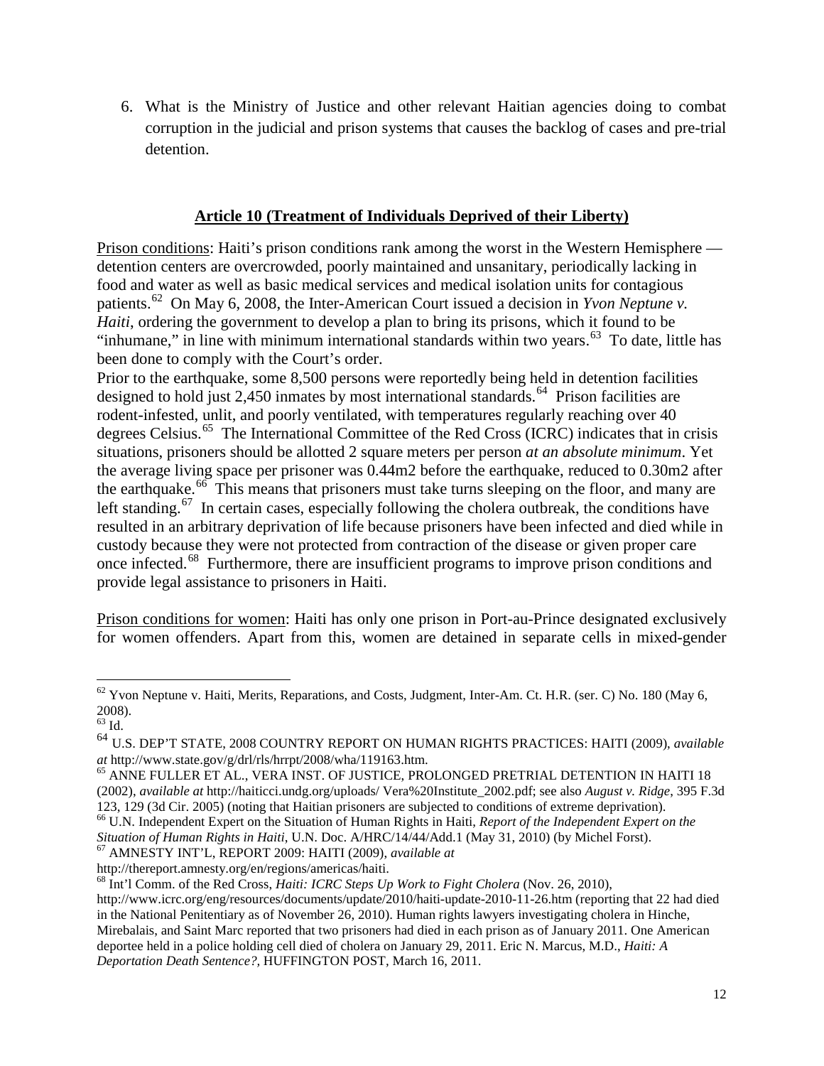6. What is the Ministry of Justice and other relevant Haitian agencies doing to combat corruption in the judicial and prison systems that causes the backlog of cases and pre-trial detention.

## Article 10 (Treatment of Individuals Deprived of their Liberty)

Prison conditions: Haiti's prison conditions rank among the worst in the Western Hemisphere — detention centers are overcrowded, poorly maintained and unsanitary, periodically lacking in food and water as well as basic medical services and medical isolation units for contagious patients.[62] On May 6, 2008, the Inter-American Court issued a decision in *Yvon Neptune v. Haiti*, ordering the government to develop a plan to bring its prisons, which it found to be "inhumane," in line with minimum international standards within two years.[63] To date, little has been done to comply with the Court's order.

Prior to the earthquake, some 8,500 persons were reportedly being held in detention facilities designed to hold just 2,450 inmates by most international standards.[64] Prison facilities are rodent-infested, unlit, and poorly ventilated, with temperatures regularly reaching over 40 degrees Celsius.[65] The International Committee of the Red Cross (ICRC) indicates that in crisis situations, prisoners should be allotted 2 square meters per person *at an absolute minimum*. Yet the average living space per prisoner was 0.44m2 before the earthquake, reduced to 0.30m2 after the earthquake.[66] This means that prisoners must take turns sleeping on the floor, and many are left standing.[67] In certain cases, especially following the cholera outbreak, the conditions have resulted in an arbitrary deprivation of life because prisoners have been infected and died while in custody because they were not protected from contraction of the disease or given proper care once infected.[68] Furthermore, there are insufficient programs to improve prison conditions and provide legal assistance to prisoners in Haiti.

Prison conditions for women: Haiti has only one prison in Port-au-Prince designated exclusively for women offenders. Apart from this, women are detained in separate cells in mixed-gender

---

[62] Yvon Neptune v. Haiti, Merits, Reparations, and Costs, Judgment, Inter-Am. Ct. H.R. (ser. C) No. 180 (May 6, 2008).

[63] Id.

[64] U.S. DEP'T STATE, 2008 COUNTRY REPORT ON HUMAN RIGHTS PRACTICES: HAITI (2009), *available at* http://www.state.gov/g/drl/rls/hrrpt/2008/wha/119163.htm.

[65] ANNE FULLER ET AL., VERA INST. OF JUSTICE, PROLONGED PRETRIAL DETENTION IN HAITI 18 (2002), *available at* http://haiticci.undg.org/uploads/ Vera%20Institute_2002.pdf; see also *August v. Ridge*, 395 F.3d 123, 129 (3d Cir. 2005) (noting that Haitian prisoners are subjected to conditions of extreme deprivation).

[66] U.N. Independent Expert on the Situation of Human Rights in Haiti, *Report of the Independent Expert on the Situation of Human Rights in Haiti*, U.N. Doc. A/HRC/14/44/Add.1 (May 31, 2010) (by Michel Forst).

[67] AMNESTY INT'L, REPORT 2009: HAITI (2009), *available at* http://thereport.amnesty.org/en/regions/americas/haiti.

[68] Int'l Comm. of the Red Cross, *Haiti: ICRC Steps Up Work to Fight Cholera* (Nov. 26, 2010), http://www.icrc.org/eng/resources/documents/update/2010/haiti-update-2010-11-26.htm (reporting that 22 had died in the National Penitentiary as of November 26, 2010). Human rights lawyers investigating cholera in Hinche, Mirebalais, and Saint Marc reported that two prisoners had died in each prison as of January 2011. One American deportee held in a police holding cell died of cholera on January 29, 2011. Eric N. Marcus, M.D., *Haiti: A Deportation Death Sentence?*, HUFFINGTON POST, March 16, 2011.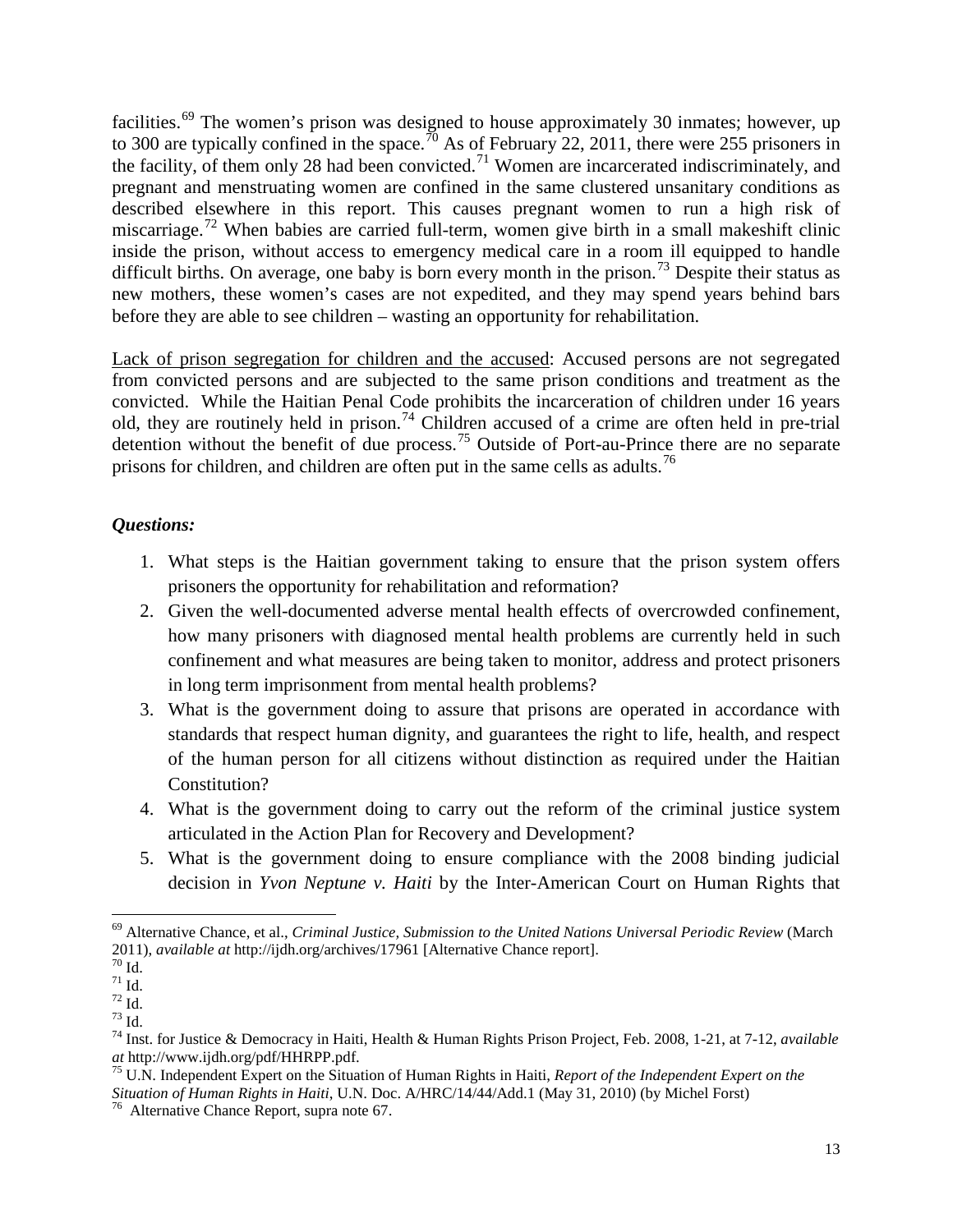facilities.[69] The women's prison was designed to house approximately 30 inmates; however, up to 300 are typically confined in the space.[70] As of February 22, 2011, there were 255 prisoners in the facility, of them only 28 had been convicted.[71] Women are incarcerated indiscriminately, and pregnant and menstruating women are confined in the same clustered unsanitary conditions as described elsewhere in this report. This causes pregnant women to run a high risk of miscarriage.[72] When babies are carried full-term, women give birth in a small makeshift clinic inside the prison, without access to emergency medical care in a room ill equipped to handle difficult births. On average, one baby is born every month in the prison.[73] Despite their status as new mothers, these women's cases are not expedited, and they may spend years behind bars before they are able to see children – wasting an opportunity for rehabilitation.

<u>Lack of prison segregation for children and the accused</u>: Accused persons are not segregated from convicted persons and are subjected to the same prison conditions and treatment as the convicted. While the Haitian Penal Code prohibits the incarceration of children under 16 years old, they are routinely held in prison.[74] Children accused of a crime are often held in pre-trial detention without the benefit of due process.[75] Outside of Port-au-Prince there are no separate prisons for children, and children are often put in the same cells as adults.[76]

***Questions:***

1. What steps is the Haitian government taking to ensure that the prison system offers prisoners the opportunity for rehabilitation and reformation?
2. Given the well-documented adverse mental health effects of overcrowded confinement, how many prisoners with diagnosed mental health problems are currently held in such confinement and what measures are being taken to monitor, address and protect prisoners in long term imprisonment from mental health problems?
3. What is the government doing to assure that prisons are operated in accordance with standards that respect human dignity, and guarantees the right to life, health, and respect of the human person for all citizens without distinction as required under the Haitian Constitution?
4. What is the government doing to carry out the reform of the criminal justice system articulated in the Action Plan for Recovery and Development?
5. What is the government doing to ensure compliance with the 2008 binding judicial decision in *Yvon Neptune v. Haiti* by the Inter-American Court on Human Rights that

---

[69] Alternative Chance, et al., *Criminal Justice, Submission to the United Nations Universal Periodic Review* (March 2011), *available at* http://ijdh.org/archives/17961 [Alternative Chance report].

[70] Id.

[71] Id.

[72] Id.

[73] Id.

[74] Inst. for Justice & Democracy in Haiti, Health & Human Rights Prison Project, Feb. 2008, 1-21, at 7-12, *available at* http://www.ijdh.org/pdf/HHRPP.pdf.

[75] U.N. Independent Expert on the Situation of Human Rights in Haiti, *Report of the Independent Expert on the Situation of Human Rights in Haiti*, U.N. Doc. A/HRC/14/44/Add.1 (May 31, 2010) (by Michel Forst)

[76] Alternative Chance Report, supra note 67.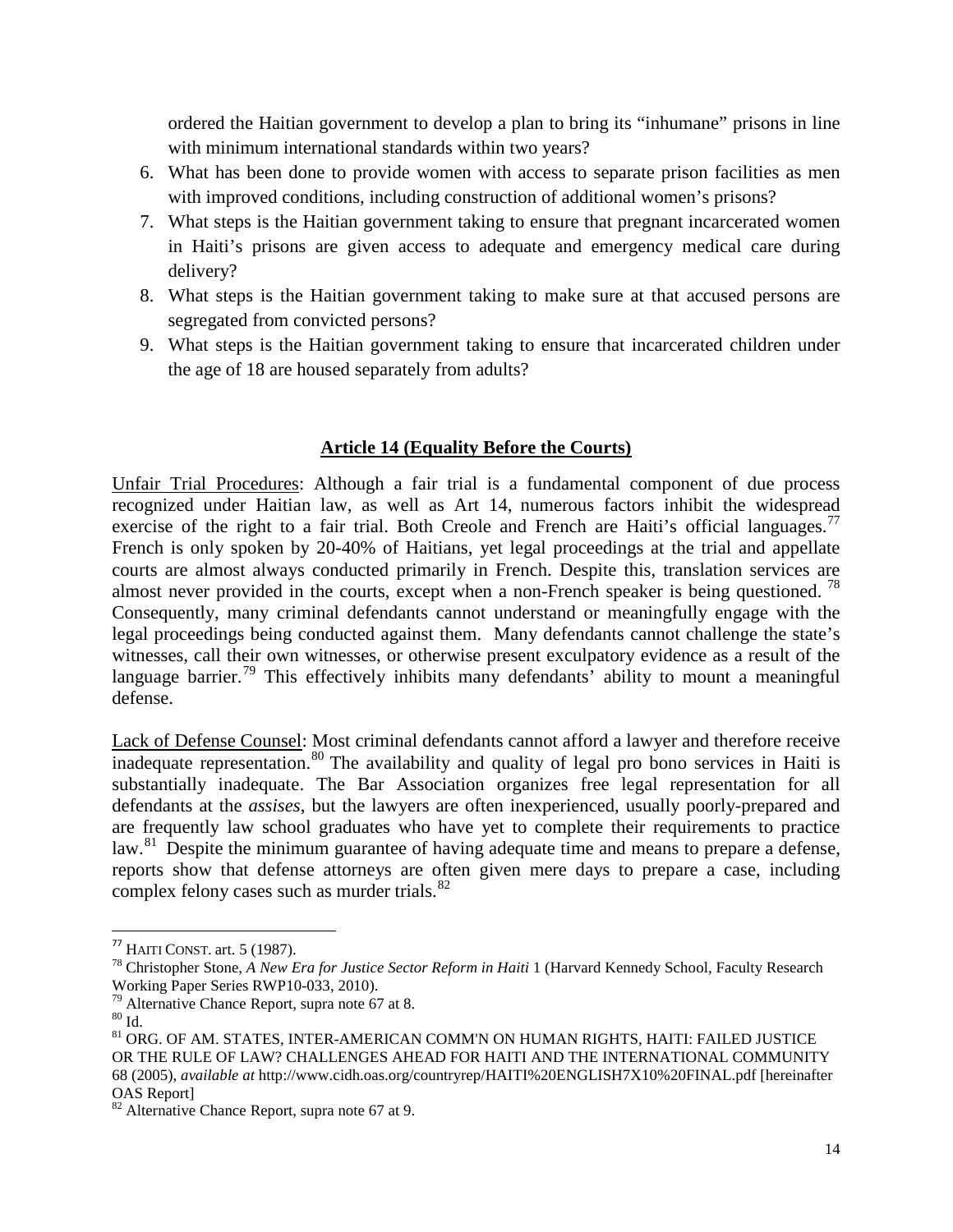ordered the Haitian government to develop a plan to bring its "inhumane" prisons in line with minimum international standards within two years?

6. What has been done to provide women with access to separate prison facilities as men with improved conditions, including construction of additional women's prisons?
7. What steps is the Haitian government taking to ensure that pregnant incarcerated women in Haiti's prisons are given access to adequate and emergency medical care during delivery?
8. What steps is the Haitian government taking to make sure at that accused persons are segregated from convicted persons?
9. What steps is the Haitian government taking to ensure that incarcerated children under the age of 18 are housed separately from adults?

## Article 14 (Equality Before the Courts)

Unfair Trial Procedures: Although a fair trial is a fundamental component of due process recognized under Haitian law, as well as Art 14, numerous factors inhibit the widespread exercise of the right to a fair trial. Both Creole and French are Haiti's official languages.[77] French is only spoken by 20-40% of Haitians, yet legal proceedings at the trial and appellate courts are almost always conducted primarily in French. Despite this, translation services are almost never provided in the courts, except when a non-French speaker is being questioned.[78] Consequently, many criminal defendants cannot understand or meaningfully engage with the legal proceedings being conducted against them. Many defendants cannot challenge the state's witnesses, call their own witnesses, or otherwise present exculpatory evidence as a result of the language barrier.[79] This effectively inhibits many defendants' ability to mount a meaningful defense.

Lack of Defense Counsel: Most criminal defendants cannot afford a lawyer and therefore receive inadequate representation.[80] The availability and quality of legal pro bono services in Haiti is substantially inadequate. The Bar Association organizes free legal representation for all defendants at the *assises*, but the lawyers are often inexperienced, usually poorly-prepared and are frequently law school graduates who have yet to complete their requirements to practice law.[81] Despite the minimum guarantee of having adequate time and means to prepare a defense, reports show that defense attorneys are often given mere days to prepare a case, including complex felony cases such as murder trials.[82]

---

[77] HAITI CONST. art. 5 (1987).

[78] Christopher Stone, *A New Era for Justice Sector Reform in Haiti* 1 (Harvard Kennedy School, Faculty Research Working Paper Series RWP10-033, 2010).

[79] Alternative Chance Report, supra note 67 at 8.

[80] Id.

[81] ORG. OF AM. STATES, INTER-AMERICAN COMM'N ON HUMAN RIGHTS, HAITI: FAILED JUSTICE OR THE RULE OF LAW? CHALLENGES AHEAD FOR HAITI AND THE INTERNATIONAL COMMUNITY 68 (2005), *available at* http://www.cidh.oas.org/countryrep/HAITI%20ENGLISH7X10%20FINAL.pdf [hereinafter OAS Report]

[82] Alternative Chance Report, supra note 67 at 9.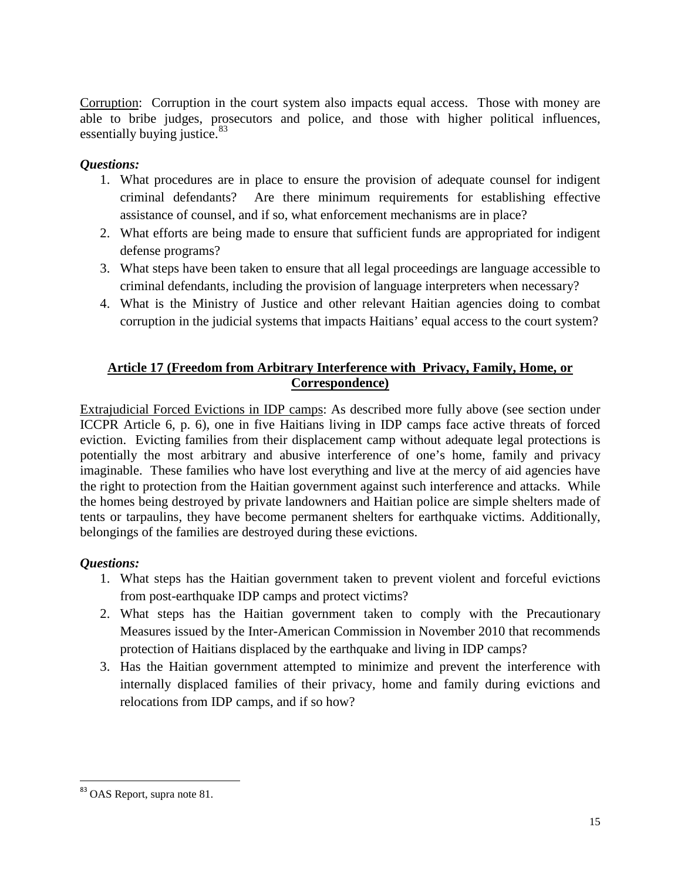Corruption: Corruption in the court system also impacts equal access. Those with money are able to bribe judges, prosecutors and police, and those with higher political influences, essentially buying justice.[83]

***Questions:***

1. What procedures are in place to ensure the provision of adequate counsel for indigent criminal defendants? Are there minimum requirements for establishing effective assistance of counsel, and if so, what enforcement mechanisms are in place?
2. What efforts are being made to ensure that sufficient funds are appropriated for indigent defense programs?
3. What steps have been taken to ensure that all legal proceedings are language accessible to criminal defendants, including the provision of language interpreters when necessary?
4. What is the Ministry of Justice and other relevant Haitian agencies doing to combat corruption in the judicial systems that impacts Haitians' equal access to the court system?

## **Article 17 (Freedom from Arbitrary Interference with Privacy, Family, Home, or Correspondence)**

Extrajudicial Forced Evictions in IDP camps: As described more fully above (see section under ICCPR Article 6, p. 6), one in five Haitians living in IDP camps face active threats of forced eviction. Evicting families from their displacement camp without adequate legal protections is potentially the most arbitrary and abusive interference of one's home, family and privacy imaginable. These families who have lost everything and live at the mercy of aid agencies have the right to protection from the Haitian government against such interference and attacks. While the homes being destroyed by private landowners and Haitian police are simple shelters made of tents or tarpaulins, they have become permanent shelters for earthquake victims. Additionally, belongings of the families are destroyed during these evictions.

***Questions:***

1. What steps has the Haitian government taken to prevent violent and forceful evictions from post-earthquake IDP camps and protect victims?
2. What steps has the Haitian government taken to comply with the Precautionary Measures issued by the Inter-American Commission in November 2010 that recommends protection of Haitians displaced by the earthquake and living in IDP camps?
3. Has the Haitian government attempted to minimize and prevent the interference with internally displaced families of their privacy, home and family during evictions and relocations from IDP camps, and if so how?

---

[83] OAS Report, supra note 81.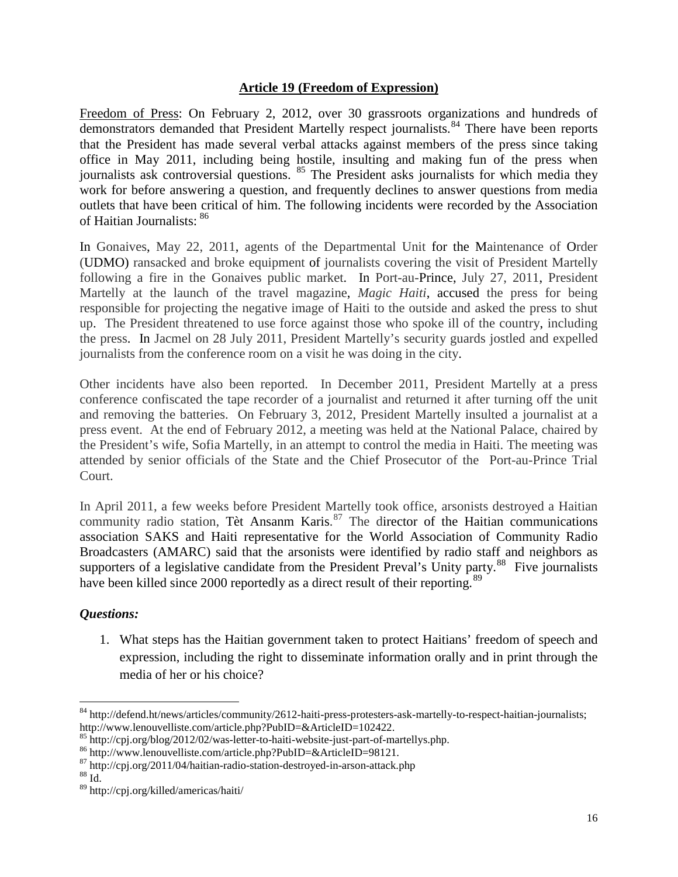## Article 19 (Freedom of Expression)

Freedom of Press: On February 2, 2012, over 30 grassroots organizations and hundreds of demonstrators demanded that President Martelly respect journalists.[84] There have been reports that the President has made several verbal attacks against members of the press since taking office in May 2011, including being hostile, insulting and making fun of the press when journalists ask controversial questions. [85] The President asks journalists for which media they work for before answering a question, and frequently declines to answer questions from media outlets that have been critical of him. The following incidents were recorded by the Association of Haitian Journalists: [86]

In Gonaives, May 22, 2011, agents of the Departmental Unit for the Maintenance of Order (UDMO) ransacked and broke equipment of journalists covering the visit of President Martelly following a fire in the Gonaives public market. In Port-au-Prince, July 27, 2011, President Martelly at the launch of the travel magazine, *Magic Haiti*, accused the press for being responsible for projecting the negative image of Haiti to the outside and asked the press to shut up. The President threatened to use force against those who spoke ill of the country, including the press. In Jacmel on 28 July 2011, President Martelly's security guards jostled and expelled journalists from the conference room on a visit he was doing in the city.

Other incidents have also been reported. In December 2011, President Martelly at a press conference confiscated the tape recorder of a journalist and returned it after turning off the unit and removing the batteries. On February 3, 2012, President Martelly insulted a journalist at a press event. At the end of February 2012, a meeting was held at the National Palace, chaired by the President's wife, Sofia Martelly, in an attempt to control the media in Haiti. The meeting was attended by senior officials of the State and the Chief Prosecutor of the Port-au-Prince Trial Court.

In April 2011, a few weeks before President Martelly took office, arsonists destroyed a Haitian community radio station, Tèt Ansanm Karis.[87] The director of the Haitian communications association SAKS and Haiti representative for the World Association of Community Radio Broadcasters (AMARC) said that the arsonists were identified by radio staff and neighbors as supporters of a legislative candidate from the President Preval's Unity party.[88] Five journalists have been killed since 2000 reportedly as a direct result of their reporting.[89]

***Questions:***

1. What steps has the Haitian government taken to protect Haitians' freedom of speech and expression, including the right to disseminate information orally and in print through the media of her or his choice?

---

[84] http://defend.ht/news/articles/community/2612-haiti-press-protesters-ask-martelly-to-respect-haitian-journalists; http://www.lenouvelliste.com/article.php?PubID=&ArticleID=102422.

[85] http://cpj.org/blog/2012/02/was-letter-to-haiti-website-just-part-of-martellys.php.

[86] http://www.lenouvelliste.com/article.php?PubID=&ArticleID=98121.

[87] http://cpj.org/2011/04/haitian-radio-station-destroyed-in-arson-attack.php

[88] Id.

[89] http://cpj.org/killed/americas/haiti/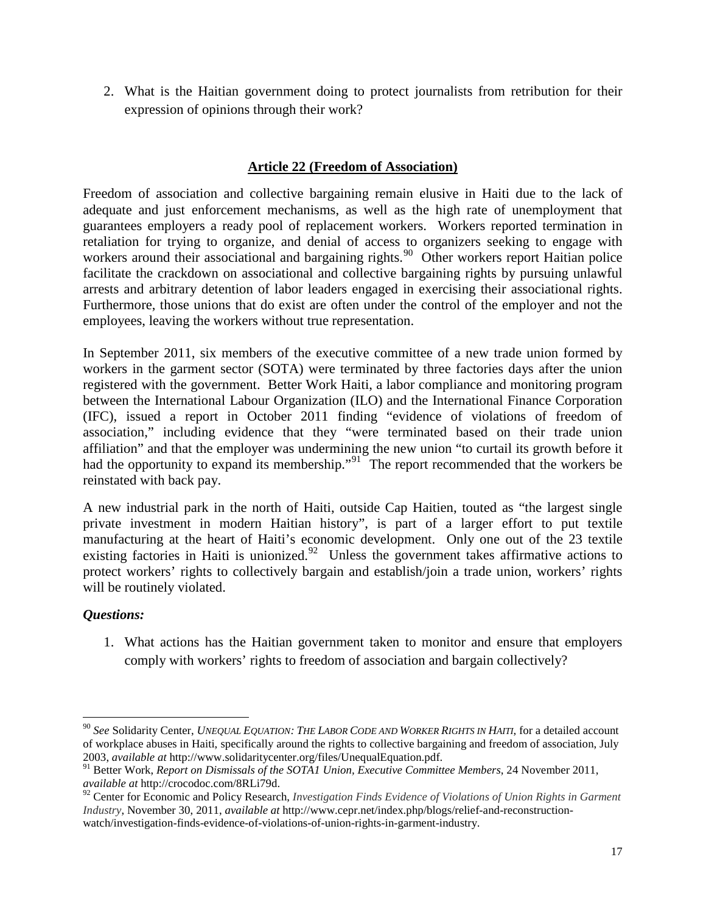2. What is the Haitian government doing to protect journalists from retribution for their expression of opinions through their work?

## Article 22 (Freedom of Association)

Freedom of association and collective bargaining remain elusive in Haiti due to the lack of adequate and just enforcement mechanisms, as well as the high rate of unemployment that guarantees employers a ready pool of replacement workers. Workers reported termination in retaliation for trying to organize, and denial of access to organizers seeking to engage with workers around their associational and bargaining rights.[90] Other workers report Haitian police facilitate the crackdown on associational and collective bargaining rights by pursuing unlawful arrests and arbitrary detention of labor leaders engaged in exercising their associational rights. Furthermore, those unions that do exist are often under the control of the employer and not the employees, leaving the workers without true representation.

In September 2011, six members of the executive committee of a new trade union formed by workers in the garment sector (SOTA) were terminated by three factories days after the union registered with the government. Better Work Haiti, a labor compliance and monitoring program between the International Labour Organization (ILO) and the International Finance Corporation (IFC), issued a report in October 2011 finding "evidence of violations of freedom of association," including evidence that they "were terminated based on their trade union affiliation" and that the employer was undermining the new union "to curtail its growth before it had the opportunity to expand its membership."[91] The report recommended that the workers be reinstated with back pay.

A new industrial park in the north of Haiti, outside Cap Haitien, touted as "the largest single private investment in modern Haitian history", is part of a larger effort to put textile manufacturing at the heart of Haiti's economic development. Only one out of the 23 textile existing factories in Haiti is unionized.[92] Unless the government takes affirmative actions to protect workers' rights to collectively bargain and establish/join a trade union, workers' rights will be routinely violated.

***Questions:***

1. What actions has the Haitian government taken to monitor and ensure that employers comply with workers' rights to freedom of association and bargain collectively?

---

[90] *See* Solidarity Center, *Unequal Equation: The Labor Code and Worker Rights in Haiti*, for a detailed account of workplace abuses in Haiti, specifically around the rights to collective bargaining and freedom of association, July 2003, *available at* http://www.solidaritycenter.org/files/UnequalEquation.pdf.

[91] Better Work, *Report on Dismissals of the SOTA1 Union, Executive Committee Members*, 24 November 2011, *available at* http://crocodoc.com/8RLi79d.

[92] Center for Economic and Policy Research, *Investigation Finds Evidence of Violations of Union Rights in Garment Industry*, November 30, 2011, *available at* http://www.cepr.net/index.php/blogs/relief-and-reconstruction-watch/investigation-finds-evidence-of-violations-of-union-rights-in-garment-industry.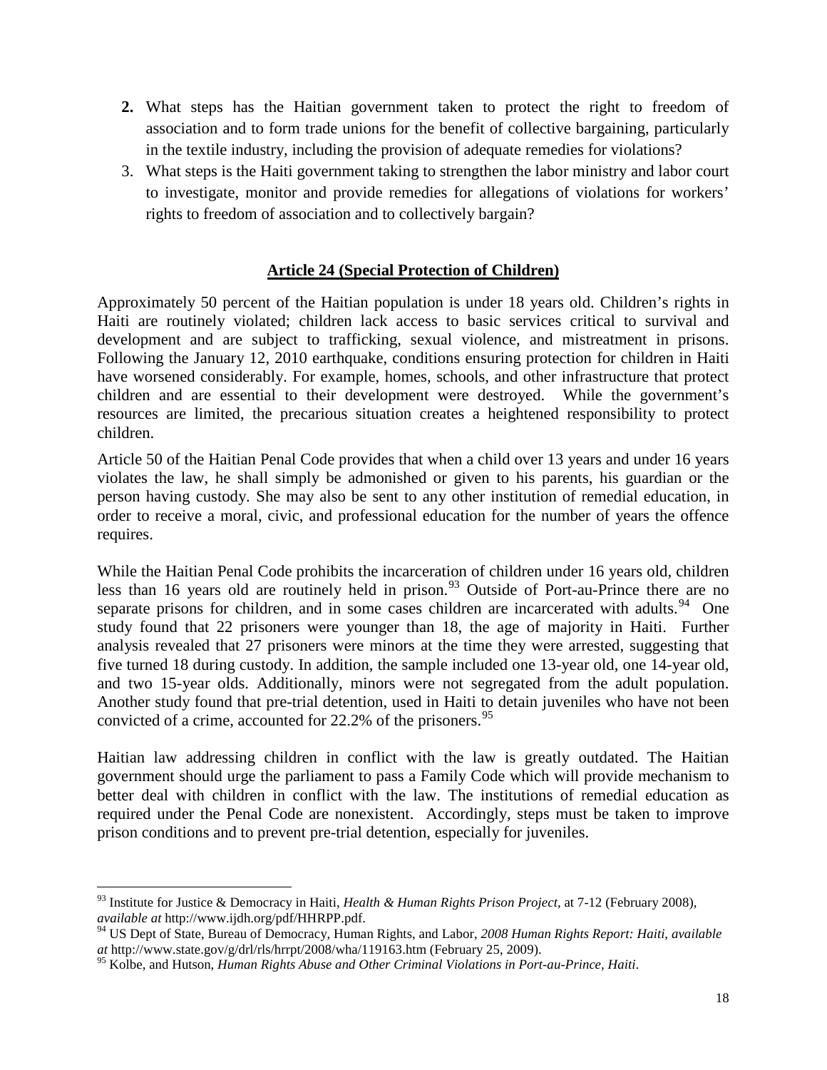2. What steps has the Haitian government taken to protect the right to freedom of association and to form trade unions for the benefit of collective bargaining, particularly in the textile industry, including the provision of adequate remedies for violations?
3. What steps is the Haiti government taking to strengthen the labor ministry and labor court to investigate, monitor and provide remedies for allegations of violations for workers' rights to freedom of association and to collectively bargain?

## Article 24 (Special Protection of Children)

Approximately 50 percent of the Haitian population is under 18 years old. Children's rights in Haiti are routinely violated; children lack access to basic services critical to survival and development and are subject to trafficking, sexual violence, and mistreatment in prisons. Following the January 12, 2010 earthquake, conditions ensuring protection for children in Haiti have worsened considerably. For example, homes, schools, and other infrastructure that protect children and are essential to their development were destroyed. While the government's resources are limited, the precarious situation creates a heightened responsibility to protect children.

Article 50 of the Haitian Penal Code provides that when a child over 13 years and under 16 years violates the law, he shall simply be admonished or given to his parents, his guardian or the person having custody. She may also be sent to any other institution of remedial education, in order to receive a moral, civic, and professional education for the number of years the offence requires.

While the Haitian Penal Code prohibits the incarceration of children under 16 years old, children less than 16 years old are routinely held in prison.[93] Outside of Port-au-Prince there are no separate prisons for children, and in some cases children are incarcerated with adults.[94] One study found that 22 prisoners were younger than 18, the age of majority in Haiti. Further analysis revealed that 27 prisoners were minors at the time they were arrested, suggesting that five turned 18 during custody. In addition, the sample included one 13-year old, one 14-year old, and two 15-year olds. Additionally, minors were not segregated from the adult population. Another study found that pre-trial detention, used in Haiti to detain juveniles who have not been convicted of a crime, accounted for 22.2% of the prisoners.[95]

Haitian law addressing children in conflict with the law is greatly outdated. The Haitian government should urge the parliament to pass a Family Code which will provide mechanism to better deal with children in conflict with the law. The institutions of remedial education as required under the Penal Code are nonexistent. Accordingly, steps must be taken to improve prison conditions and to prevent pre-trial detention, especially for juveniles.

---

[93] Institute for Justice & Democracy in Haiti, *Health & Human Rights Prison Project*, at 7-12 (February 2008), *available at* http://www.ijdh.org/pdf/HHRPP.pdf.

[94] US Dept of State, Bureau of Democracy, Human Rights, and Labor, *2008 Human Rights Report: Haiti*, *available at* http://www.state.gov/g/drl/rls/hrrpt/2008/wha/119163.htm (February 25, 2009).

[95] Kolbe, and Hutson, *Human Rights Abuse and Other Criminal Violations in Port-au-Prince, Haiti*.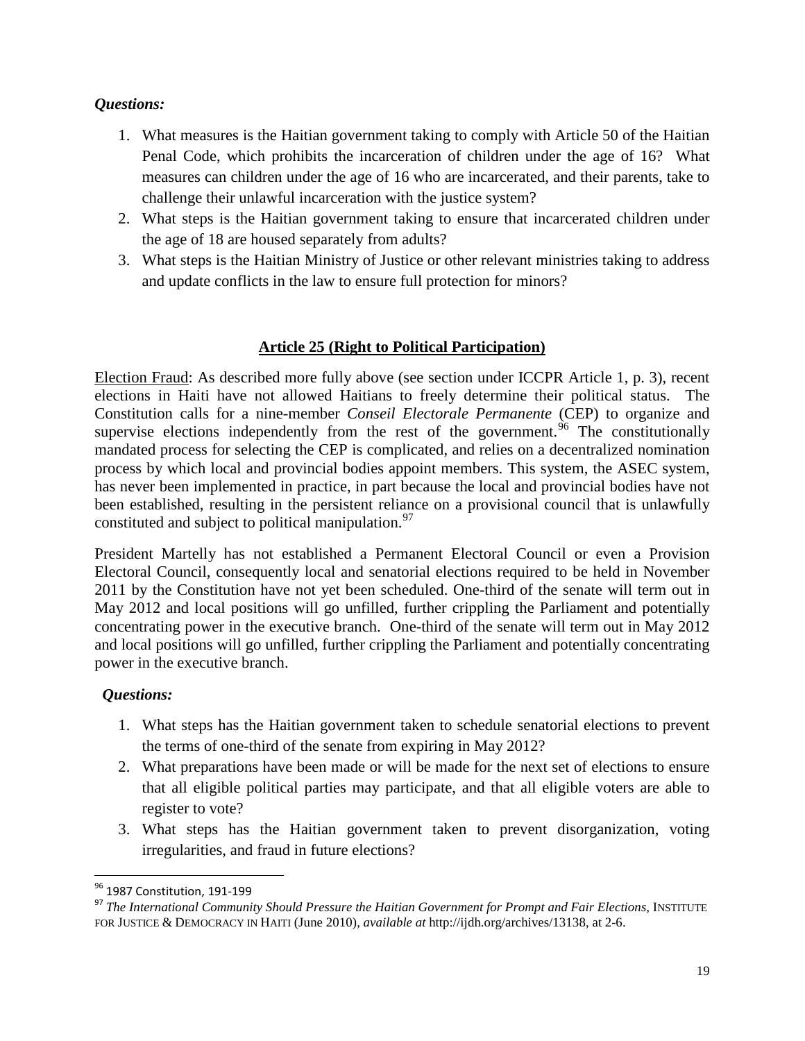***Questions:***

1. What measures is the Haitian government taking to comply with Article 50 of the Haitian Penal Code, which prohibits the incarceration of children under the age of 16? What measures can children under the age of 16 who are incarcerated, and their parents, take to challenge their unlawful incarceration with the justice system?
2. What steps is the Haitian government taking to ensure that incarcerated children under the age of 18 are housed separately from adults?
3. What steps is the Haitian Ministry of Justice or other relevant ministries taking to address and update conflicts in the law to ensure full protection for minors?

## Article 25 (Right to Political Participation)

Election Fraud: As described more fully above (see section under ICCPR Article 1, p. 3), recent elections in Haiti have not allowed Haitians to freely determine their political status. The Constitution calls for a nine-member *Conseil Electorale Permanente* (CEP) to organize and supervise elections independently from the rest of the government.[96] The constitutionally mandated process for selecting the CEP is complicated, and relies on a decentralized nomination process by which local and provincial bodies appoint members. This system, the ASEC system, has never been implemented in practice, in part because the local and provincial bodies have not been established, resulting in the persistent reliance on a provisional council that is unlawfully constituted and subject to political manipulation.[97]

President Martelly has not established a Permanent Electoral Council or even a Provision Electoral Council, consequently local and senatorial elections required to be held in November 2011 by the Constitution have not yet been scheduled. One-third of the senate will term out in May 2012 and local positions will go unfilled, further crippling the Parliament and potentially concentrating power in the executive branch. One-third of the senate will term out in May 2012 and local positions will go unfilled, further crippling the Parliament and potentially concentrating power in the executive branch.

***Questions:***

1. What steps has the Haitian government taken to schedule senatorial elections to prevent the terms of one-third of the senate from expiring in May 2012?
2. What preparations have been made or will be made for the next set of elections to ensure that all eligible political parties may participate, and that all eligible voters are able to register to vote?
3. What steps has the Haitian government taken to prevent disorganization, voting irregularities, and fraud in future elections?

---

[96] 1987 Constitution, 191-199

[97] *The International Community Should Pressure the Haitian Government for Prompt and Fair Elections,* INSTITUTE FOR JUSTICE & DEMOCRACY IN HAITI (June 2010), *available at* http://ijdh.org/archives/13138, at 2-6.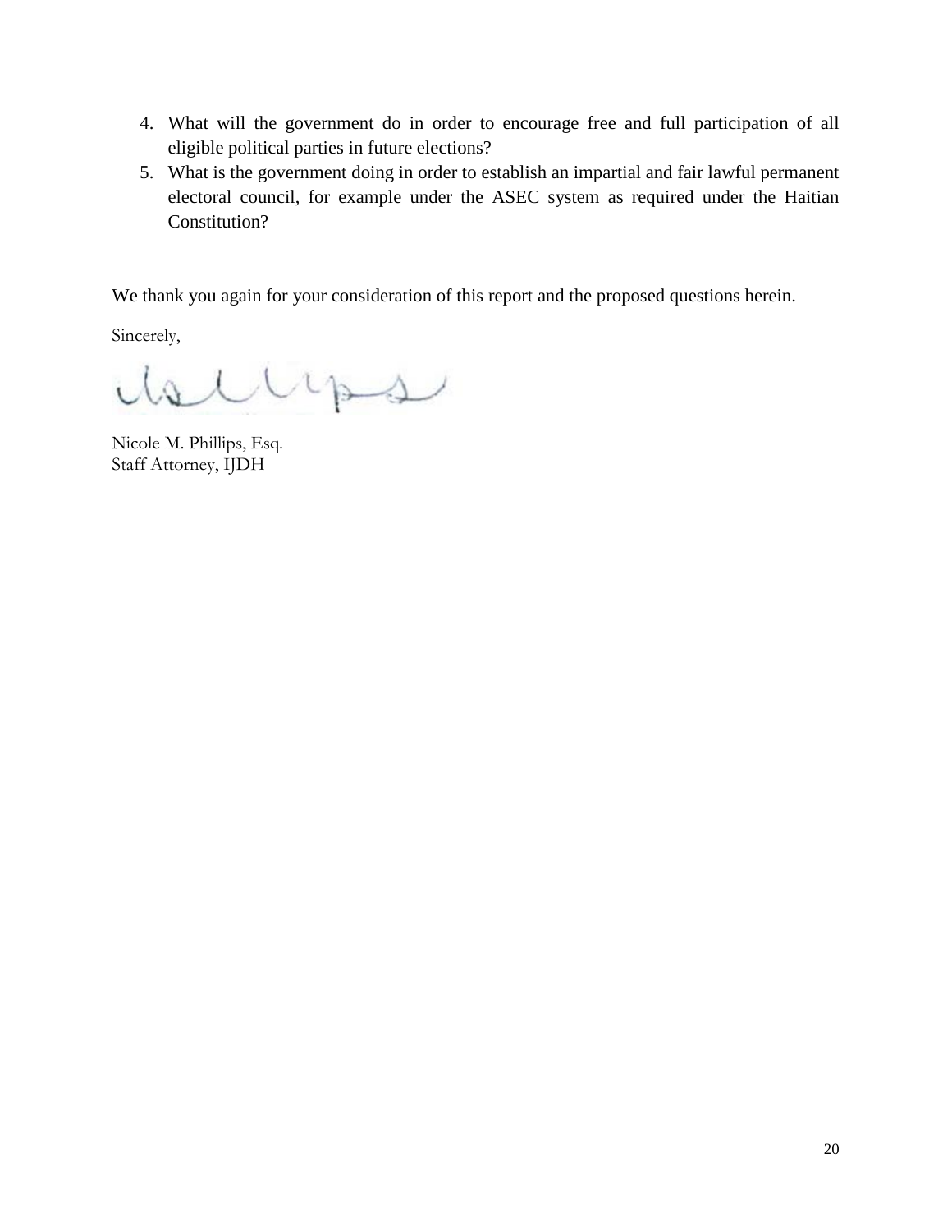4. What will the government do in order to encourage free and full participation of all eligible political parties in future elections?
5. What is the government doing in order to establish an impartial and fair lawful permanent electoral council, for example under the ASEC system as required under the Haitian Constitution?

We thank you again for your consideration of this report and the proposed questions herein.

Sincerely,

Nicole M. Phillips, Esq.
Staff Attorney, IJDH